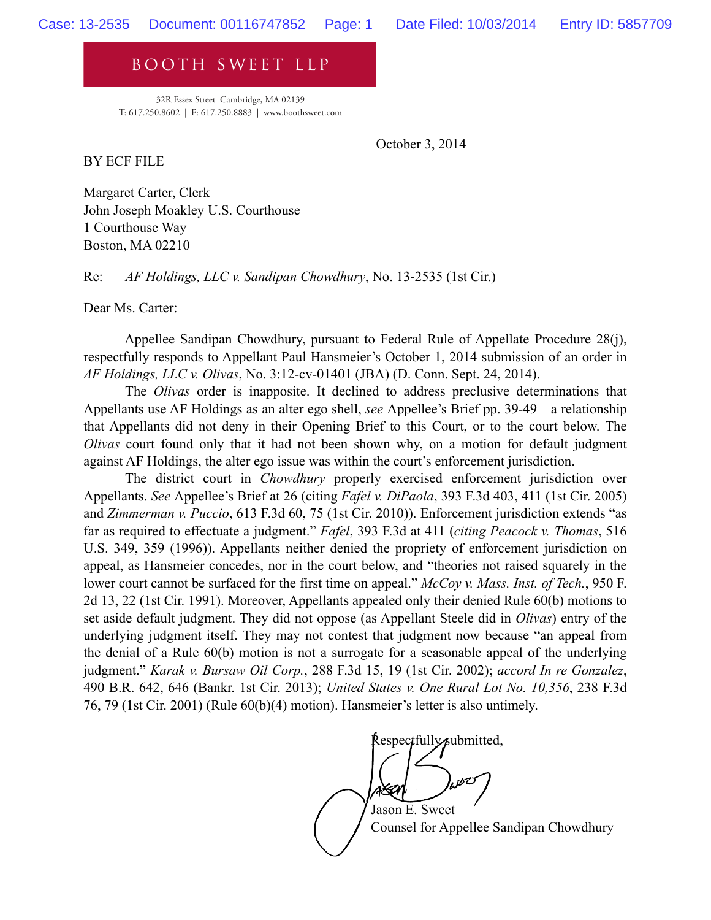**BOOTH SWEET LLP**

32R Essex Street Cambridge, MA 02139
T: 617.250.8602 | F: 617.250.8883 | www.boothsweet.com

October 3, 2014

BY ECF FILE

Margaret Carter, Clerk
John Joseph Moakley U.S. Courthouse
1 Courthouse Way
Boston, MA 02210

Re: *AF Holdings, LLC v. Sandipan Chowdhury*, No. 13-2535 (1st Cir.)

Dear Ms. Carter:

Appellee Sandipan Chowdhury, pursuant to Federal Rule of Appellate Procedure 28(j), respectfully responds to Appellant Paul Hansmeier's October 1, 2014 submission of an order in *AF Holdings, LLC v. Olivas*, No. 3:12-cv-01401 (JBA) (D. Conn. Sept. 24, 2014).

The *Olivas* order is inapposite. It declined to address preclusive determinations that Appellants use AF Holdings as an alter ego shell, *see* Appellee's Brief pp. 39-49—a relationship that Appellants did not deny in their Opening Brief to this Court, or to the court below. The *Olivas* court found only that it had not been shown why, on a motion for default judgment against AF Holdings, the alter ego issue was within the court's enforcement jurisdiction.

The district court in *Chowdhury* properly exercised enforcement jurisdiction over Appellants. *See* Appellee's Brief at 26 (citing *Fafel v. DiPaola*, 393 F.3d 403, 411 (1st Cir. 2005) and *Zimmerman v. Puccio*, 613 F.3d 60, 75 (1st Cir. 2010)). Enforcement jurisdiction extends "as far as required to effectuate a judgment." *Fafel*, 393 F.3d at 411 (*citing Peacock v. Thomas*, 516 U.S. 349, 359 (1996)). Appellants neither denied the propriety of enforcement jurisdiction on appeal, as Hansmeier concedes, nor in the court below, and "theories not raised squarely in the lower court cannot be surfaced for the first time on appeal." *McCoy v. Mass. Inst. of Tech.*, 950 F. 2d 13, 22 (1st Cir. 1991). Moreover, Appellants appealed only their denied Rule 60(b) motions to set aside default judgment. They did not oppose (as Appellant Steele did in *Olivas*) entry of the underlying judgment itself. They may not contest that judgment now because "an appeal from the denial of a Rule 60(b) motion is not a surrogate for a seasonable appeal of the underlying judgment." *Karak v. Bursaw Oil Corp.*, 288 F.3d 15, 19 (1st Cir. 2002); *accord In re Gonzalez*, 490 B.R. 642, 646 (Bankr. 1st Cir. 2013); *United States v. One Rural Lot No. 10,356*, 238 F.3d 76, 79 (1st Cir. 2001) (Rule 60(b)(4) motion). Hansmeier's letter is also untimely.

Respectfully submitted,

Jason E. Sweet
Counsel for Appellee Sandipan Chowdhury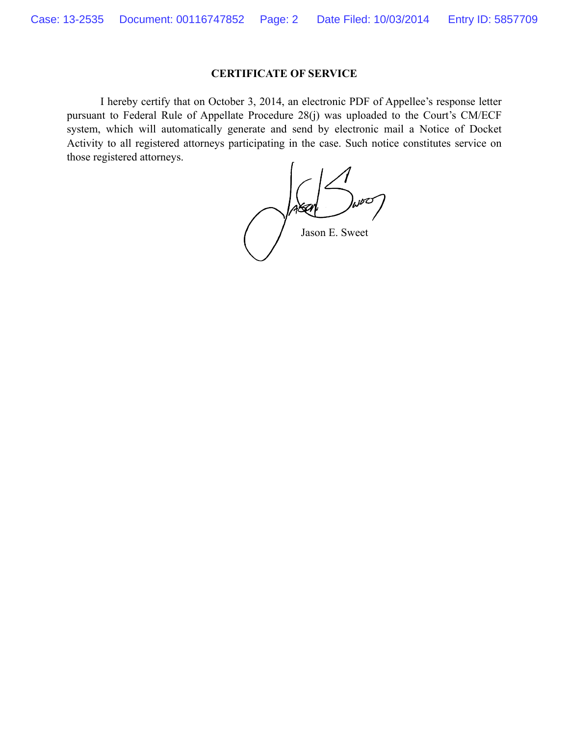## CERTIFICATE OF SERVICE

I hereby certify that on October 3, 2014, an electronic PDF of Appellee's response letter pursuant to Federal Rule of Appellate Procedure 28(j) was uploaded to the Court's CM/ECF system, which will automatically generate and send by electronic mail a Notice of Docket Activity to all registered attorneys participating in the case. Such notice constitutes service on those registered attorneys.

Jason E. Sweet